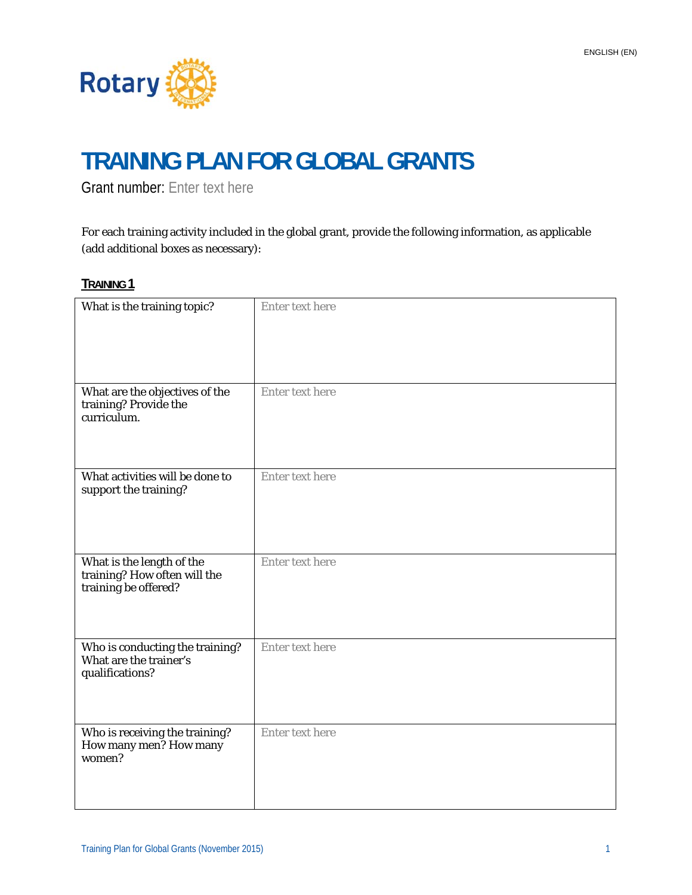ENGLISH (EN)

# TRAINING PLAN FOR GLOBAL GRANTS

Grant number: Enter text here

For each training activity included in the global grant, provide the following information, as applicable (add additional boxes as necessary):

## TRAINING 1

| | |
|---|---|
| What is the training topic? | Enter text here |
| What are the objectives of the training? Provide the curriculum. | Enter text here |
| What activities will be done to support the training? | Enter text here |
| What is the length of the training? How often will the training be offered? | Enter text here |
| Who is conducting the training? What are the trainer's qualifications? | Enter text here |
| Who is receiving the training? How many men? How many women? | Enter text here |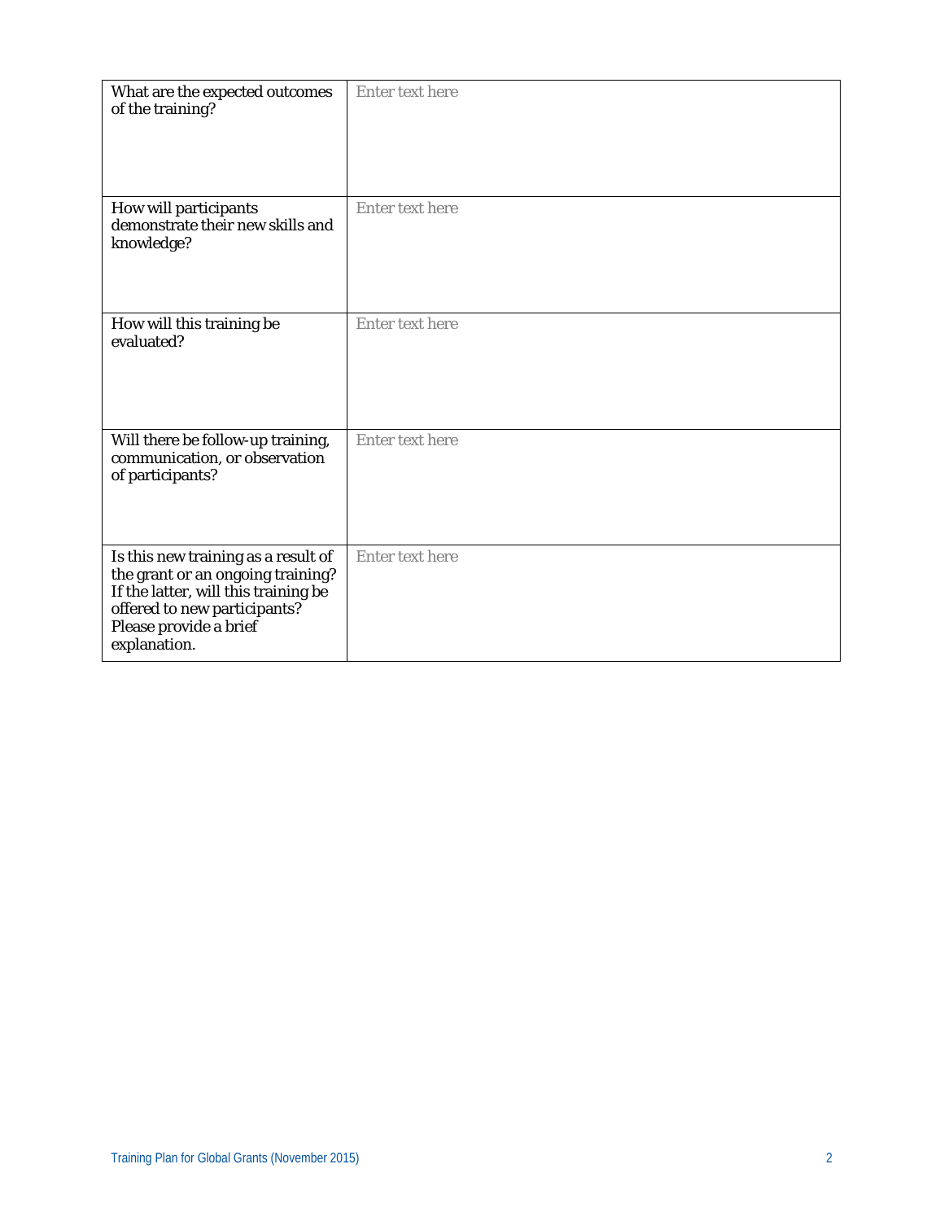| | |
|---|---|
| What are the expected outcomes of the training? | Enter text here |
| How will participants demonstrate their new skills and knowledge? | Enter text here |
| How will this training be evaluated? | Enter text here |
| Will there be follow-up training, communication, or observation of participants? | Enter text here |
| Is this new training as a result of the grant or an ongoing training? If the latter, will this training be offered to new participants? Please provide a brief explanation. | Enter text here |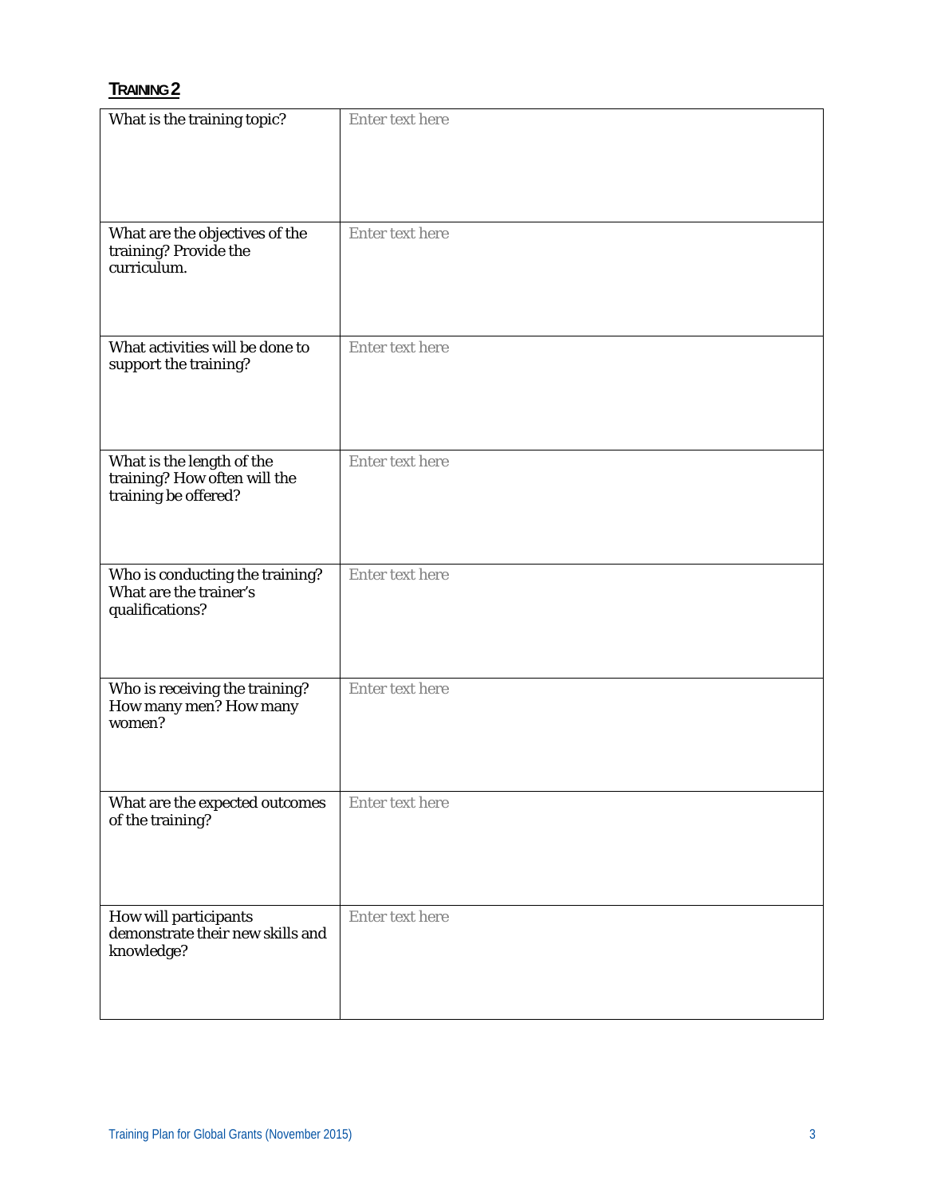## TRAINING 2

| | |
|---|---|
| What is the training topic? | Enter text here |
| What are the objectives of the training? Provide the curriculum. | Enter text here |
| What activities will be done to support the training? | Enter text here |
| What is the length of the training? How often will the training be offered? | Enter text here |
| Who is conducting the training? What are the trainer's qualifications? | Enter text here |
| Who is receiving the training? How many men? How many women? | Enter text here |
| What are the expected outcomes of the training? | Enter text here |
| How will participants demonstrate their new skills and knowledge? | Enter text here |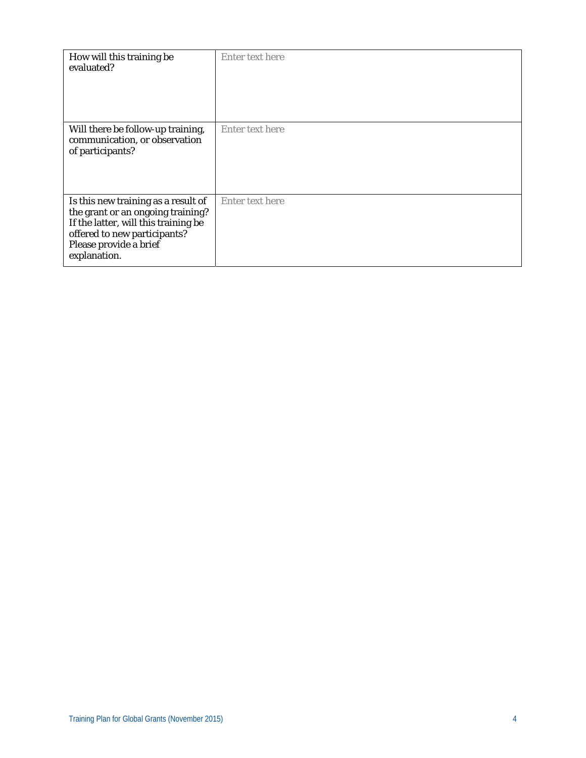| How will this training be evaluated? | Enter text here |
|---|---|
| Will there be follow-up training, communication, or observation of participants? | Enter text here |
| Is this new training as a result of the grant or an ongoing training? If the latter, will this training be offered to new participants? Please provide a brief explanation. | Enter text here |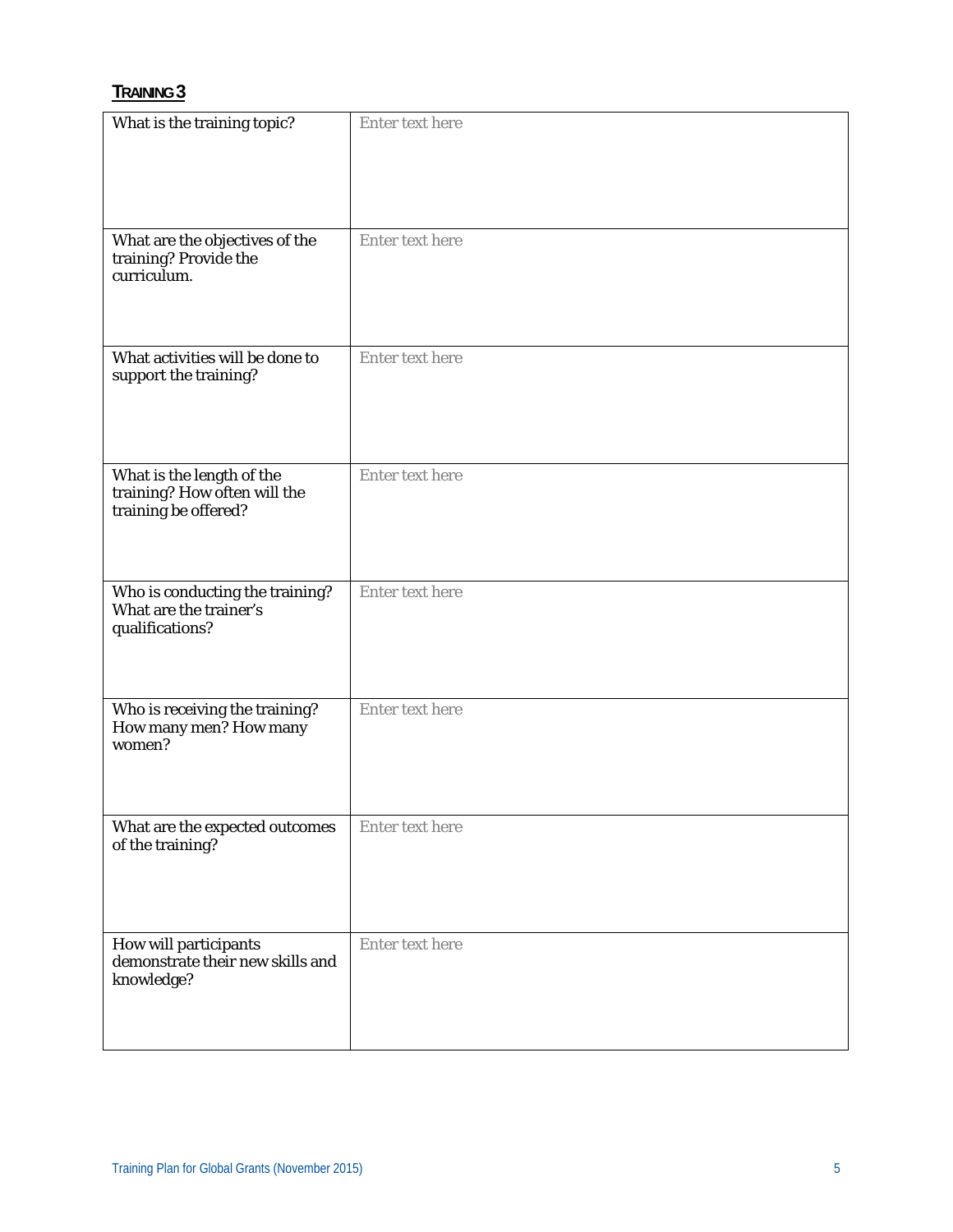## TRAINING 3

| | |
|---|---|
| What is the training topic? | Enter text here |
| What are the objectives of the training? Provide the curriculum. | Enter text here |
| What activities will be done to support the training? | Enter text here |
| What is the length of the training? How often will the training be offered? | Enter text here |
| Who is conducting the training? What are the trainer's qualifications? | Enter text here |
| Who is receiving the training? How many men? How many women? | Enter text here |
| What are the expected outcomes of the training? | Enter text here |
| How will participants demonstrate their new skills and knowledge? | Enter text here |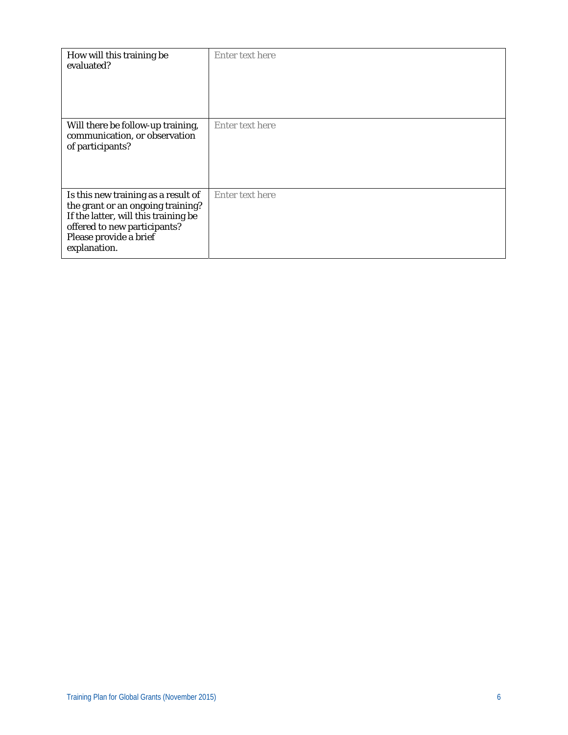| How will this training be evaluated? | Enter text here |
|---|---|
| Will there be follow-up training, communication, or observation of participants? | Enter text here |
| Is this new training as a result of the grant or an ongoing training? If the latter, will this training be offered to new participants? Please provide a brief explanation. | Enter text here |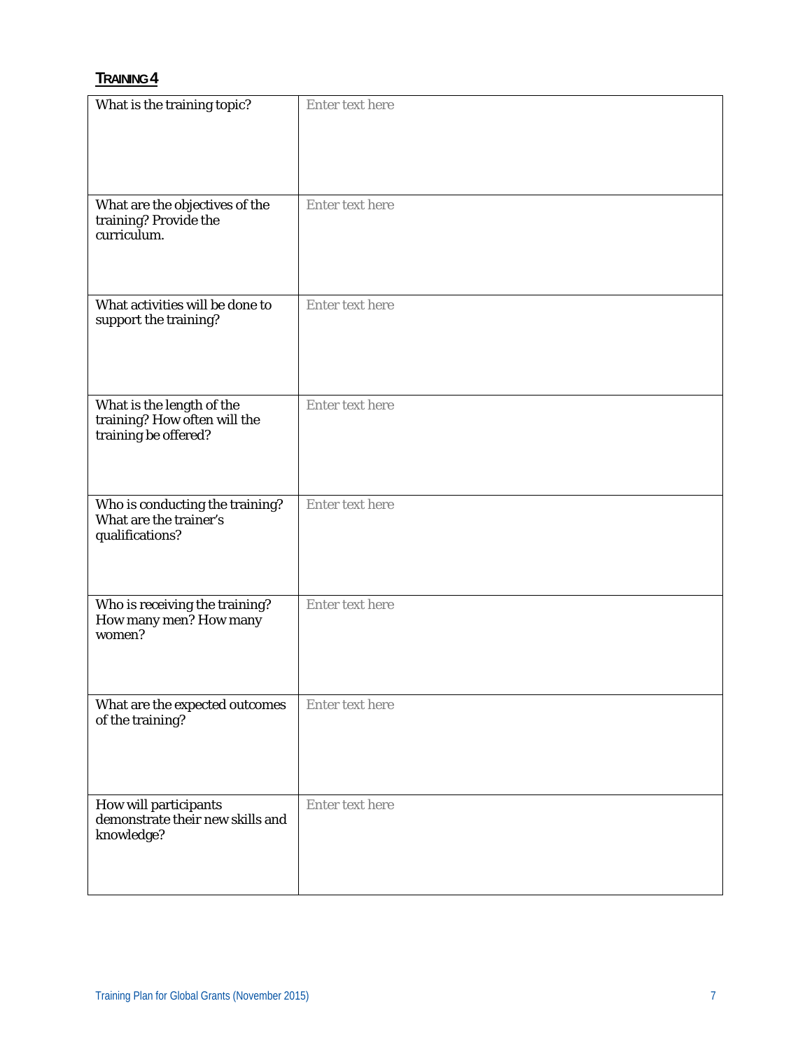## TRAINING 4

| What is the training topic? | Enter text here |
| --- | --- |
| What are the objectives of the training? Provide the curriculum. | Enter text here |
| What activities will be done to support the training? | Enter text here |
| What is the length of the training? How often will the training be offered? | Enter text here |
| Who is conducting the training? What are the trainer's qualifications? | Enter text here |
| Who is receiving the training? How many men? How many women? | Enter text here |
| What are the expected outcomes of the training? | Enter text here |
| How will participants demonstrate their new skills and knowledge? | Enter text here |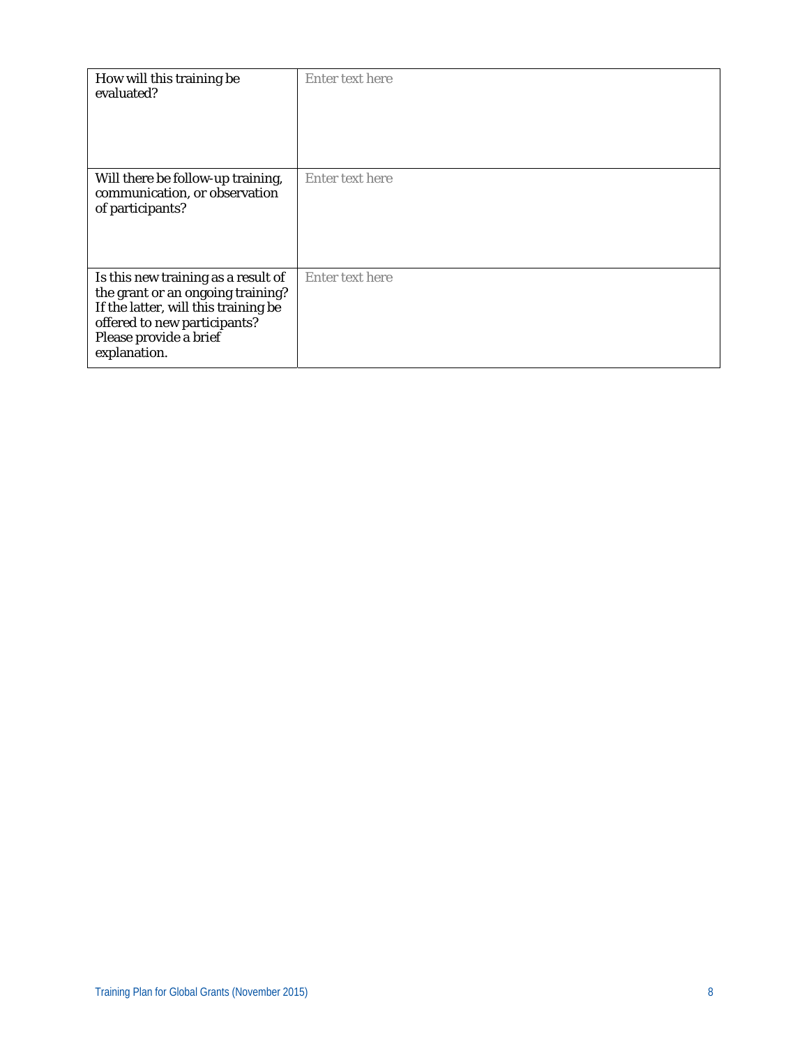| | |
|---|---|
| How will this training be evaluated? | Enter text here |
| Will there be follow-up training, communication, or observation of participants? | Enter text here |
| Is this new training as a result of the grant or an ongoing training? If the latter, will this training be offered to new participants? Please provide a brief explanation. | Enter text here |